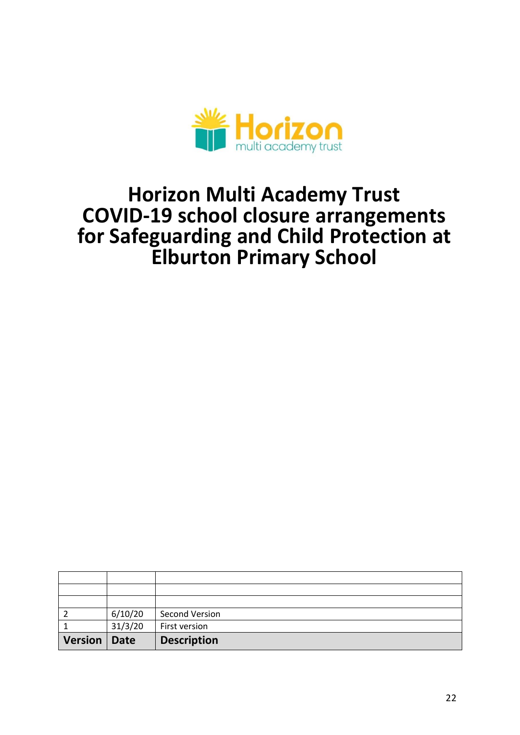# Horizon Multi Academy Trust COVID-19 school closure arrangements for Safeguarding and Child Protection at Elburton Primary School

| | | |
|---|---|---|
| | | |
| | | |
| | | |
| 2 | 6/10/20 | Second Version |
| 1 | 31/3/20 | First version |
| **Version** | **Date** | **Description** |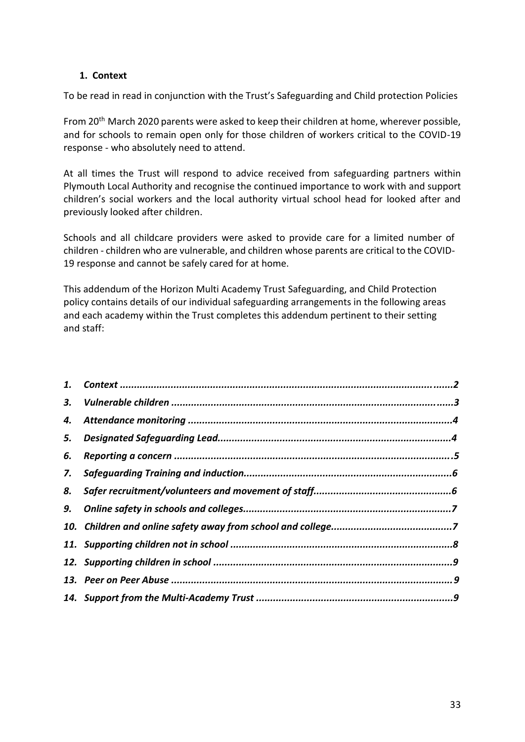## 1. Context

To be read in read in conjunction with the Trust's Safeguarding and Child protection Policies

From 20th March 2020 parents were asked to keep their children at home, wherever possible, and for schools to remain open only for those children of workers critical to the COVID-19 response - who absolutely need to attend.

At all times the Trust will respond to advice received from safeguarding partners within Plymouth Local Authority and recognise the continued importance to work with and support children's social workers and the local authority virtual school head for looked after and previously looked after children.

Schools and all childcare providers were asked to provide care for a limited number of children - children who are vulnerable, and children whose parents are critical to the COVID-19 response and cannot be safely cared for at home.

This addendum of the Horizon Multi Academy Trust Safeguarding, and Child Protection policy contains details of our individual safeguarding arrangements in the following areas and each academy within the Trust completes this addendum pertinent to their setting and staff:

1. ***Context ......................................................................................................2***
3. ***Vulnerable children .....................................................................................3***
4. ***Attendance monitoring ................................................................................4***
5. ***Designated Safeguarding Lead......................................................................4***
6. ***Reporting a concern .....................................................................................5***
7. ***Safeguarding Training and induction.............................................................6***
8. ***Safer recruitment/volunteers and movement of staff....................................6***
9. ***Online safety in schools and colleges.............................................................7***
10. ***Children and online safety away from school and college.............................7***
11. ***Supporting children not in school .................................................................8***
12. ***Supporting children in school .......................................................................9***
13. ***Peer on Peer Abuse ......................................................................................9***
14. ***Support from the Multi-Academy Trust ........................................................9***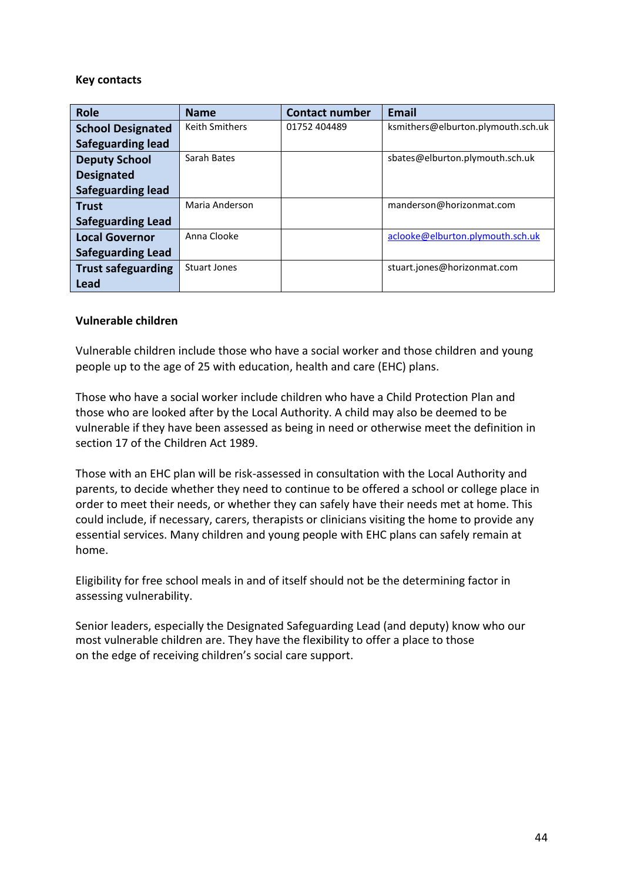**Key contacts**

| Role | Name | Contact number | Email |
|---|---|---|---|
| **School Designated Safeguarding lead** | Keith Smithers | 01752 404489 | ksmithers@elburton.plymouth.sch.uk |
| **Deputy School Designated Safeguarding lead** | Sarah Bates | | sbates@elburton.plymouth.sch.uk |
| **Trust Safeguarding Lead** | Maria Anderson | | manderson@horizonmat.com |
| **Local Governor Safeguarding Lead** | Anna Clooke | | aclooke@elburton.plymouth.sch.uk |
| **Trust safeguarding Lead** | Stuart Jones | | stuart.jones@horizonmat.com |

**Vulnerable children**

Vulnerable children include those who have a social worker and those children and young people up to the age of 25 with education, health and care (EHC) plans.

Those who have a social worker include children who have a Child Protection Plan and those who are looked after by the Local Authority. A child may also be deemed to be vulnerable if they have been assessed as being in need or otherwise meet the definition in section 17 of the Children Act 1989.

Those with an EHC plan will be risk-assessed in consultation with the Local Authority and parents, to decide whether they need to continue to be offered a school or college place in order to meet their needs, or whether they can safely have their needs met at home. This could include, if necessary, carers, therapists or clinicians visiting the home to provide any essential services. Many children and young people with EHC plans can safely remain at home.

Eligibility for free school meals in and of itself should not be the determining factor in assessing vulnerability.

Senior leaders, especially the Designated Safeguarding Lead (and deputy) know who our most vulnerable children are. They have the flexibility to offer a place to those on the edge of receiving children's social care support.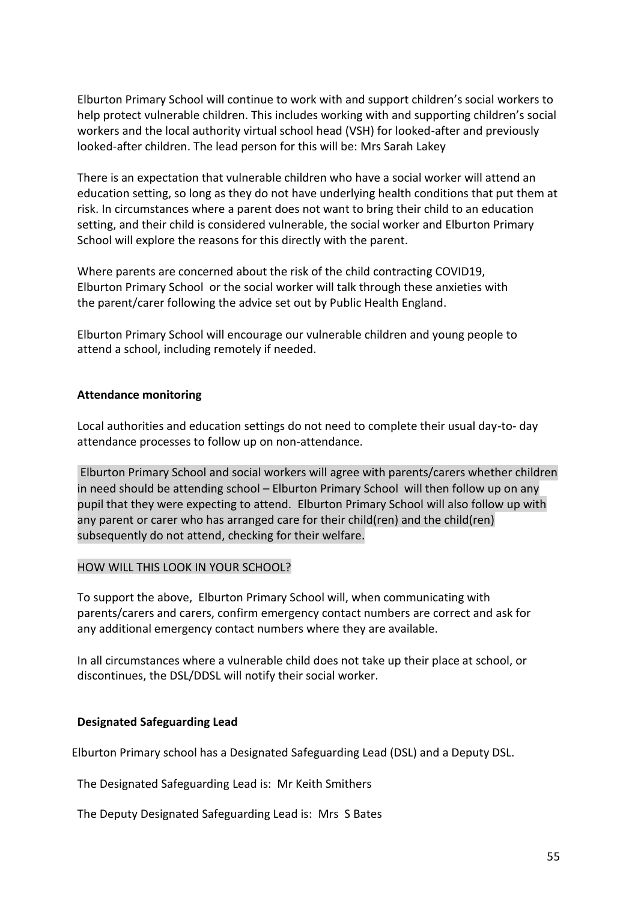Elburton Primary School will continue to work with and support children's social workers to help protect vulnerable children. This includes working with and supporting children's social workers and the local authority virtual school head (VSH) for looked-after and previously looked-after children. The lead person for this will be: Mrs Sarah Lakey

There is an expectation that vulnerable children who have a social worker will attend an education setting, so long as they do not have underlying health conditions that put them at risk. In circumstances where a parent does not want to bring their child to an education setting, and their child is considered vulnerable, the social worker and Elburton Primary School will explore the reasons for this directly with the parent.

Where parents are concerned about the risk of the child contracting COVID19, Elburton Primary School or the social worker will talk through these anxieties with the parent/carer following the advice set out by Public Health England.

Elburton Primary School will encourage our vulnerable children and young people to attend a school, including remotely if needed.

**Attendance monitoring**

Local authorities and education settings do not need to complete their usual day-to- day attendance processes to follow up on non-attendance.

Elburton Primary School and social workers will agree with parents/carers whether children in need should be attending school – Elburton Primary School will then follow up on any pupil that they were expecting to attend. Elburton Primary School will also follow up with any parent or carer who has arranged care for their child(ren) and the child(ren) subsequently do not attend, checking for their welfare.

HOW WILL THIS LOOK IN YOUR SCHOOL?

To support the above, Elburton Primary School will, when communicating with parents/carers and carers, confirm emergency contact numbers are correct and ask for any additional emergency contact numbers where they are available.

In all circumstances where a vulnerable child does not take up their place at school, or discontinues, the DSL/DDSL will notify their social worker.

**Designated Safeguarding Lead**

Elburton Primary school has a Designated Safeguarding Lead (DSL) and a Deputy DSL.

The Designated Safeguarding Lead is: Mr Keith Smithers

The Deputy Designated Safeguarding Lead is: Mrs S Bates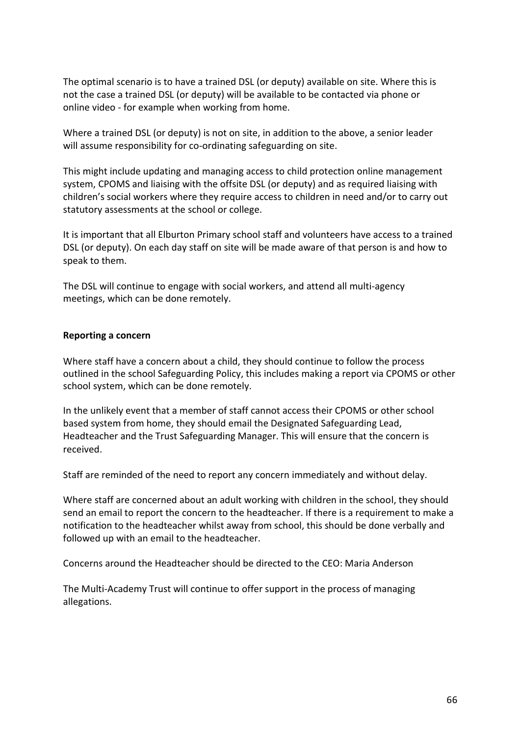The optimal scenario is to have a trained DSL (or deputy) available on site. Where this is not the case a trained DSL (or deputy) will be available to be contacted via phone or online video - for example when working from home.

Where a trained DSL (or deputy) is not on site, in addition to the above, a senior leader will assume responsibility for co-ordinating safeguarding on site.

This might include updating and managing access to child protection online management system, CPOMS and liaising with the offsite DSL (or deputy) and as required liaising with children's social workers where they require access to children in need and/or to carry out statutory assessments at the school or college.

It is important that all Elburton Primary school staff and volunteers have access to a trained DSL (or deputy). On each day staff on site will be made aware of that person is and how to speak to them.

The DSL will continue to engage with social workers, and attend all multi-agency meetings, which can be done remotely.

**Reporting a concern**

Where staff have a concern about a child, they should continue to follow the process outlined in the school Safeguarding Policy, this includes making a report via CPOMS or other school system, which can be done remotely.

In the unlikely event that a member of staff cannot access their CPOMS or other school based system from home, they should email the Designated Safeguarding Lead, Headteacher and the Trust Safeguarding Manager. This will ensure that the concern is received.

Staff are reminded of the need to report any concern immediately and without delay.

Where staff are concerned about an adult working with children in the school, they should send an email to report the concern to the headteacher. If there is a requirement to make a notification to the headteacher whilst away from school, this should be done verbally and followed up with an email to the headteacher.

Concerns around the Headteacher should be directed to the CEO: Maria Anderson

The Multi-Academy Trust will continue to offer support in the process of managing allegations.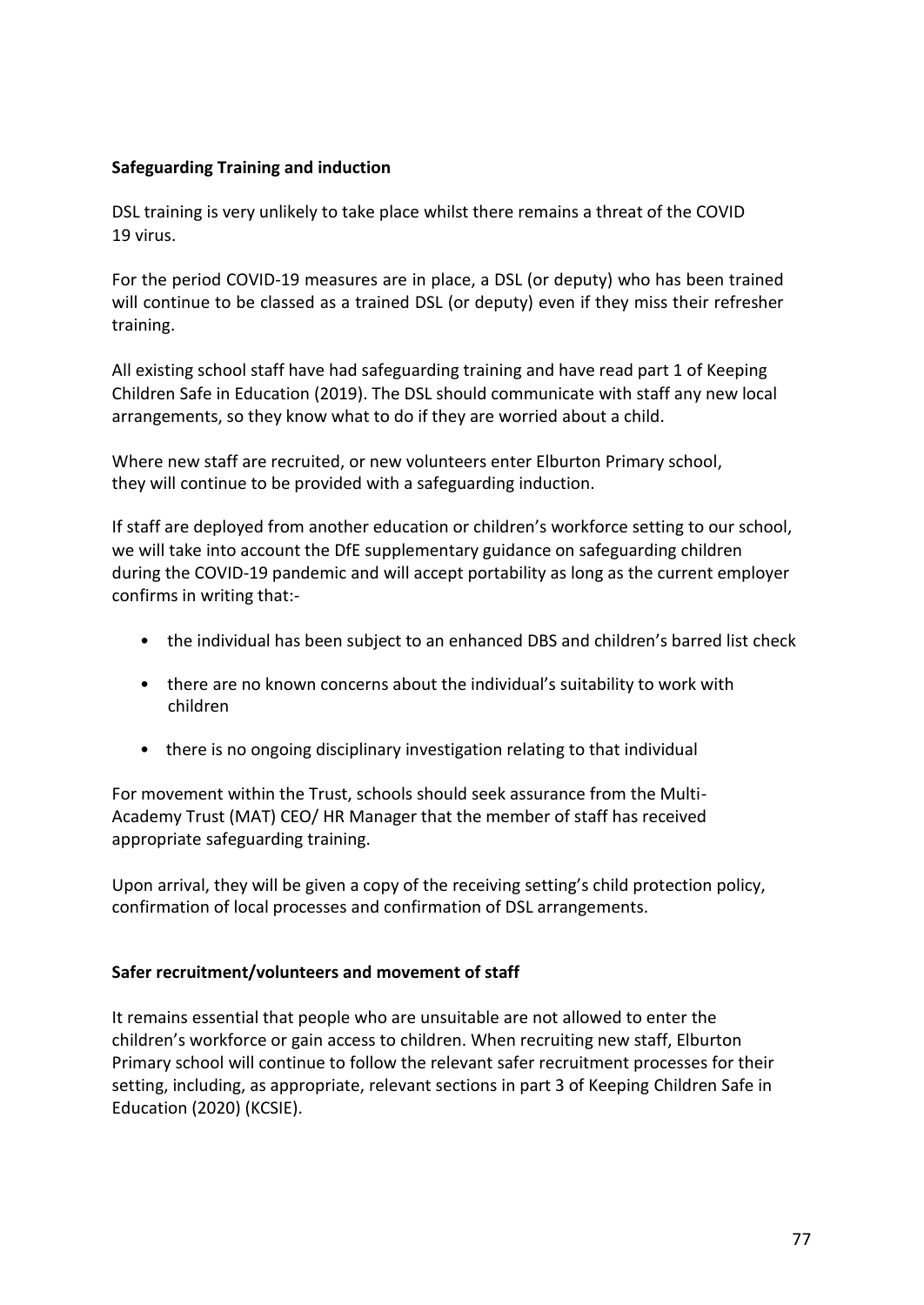**Safeguarding Training and induction**

DSL training is very unlikely to take place whilst there remains a threat of the COVID 19 virus.

For the period COVID-19 measures are in place, a DSL (or deputy) who has been trained will continue to be classed as a trained DSL (or deputy) even if they miss their refresher training.

All existing school staff have had safeguarding training and have read part 1 of Keeping Children Safe in Education (2019). The DSL should communicate with staff any new local arrangements, so they know what to do if they are worried about a child.

Where new staff are recruited, or new volunteers enter Elburton Primary school, they will continue to be provided with a safeguarding induction.

If staff are deployed from another education or children's workforce setting to our school, we will take into account the DfE supplementary guidance on safeguarding children during the COVID-19 pandemic and will accept portability as long as the current employer confirms in writing that:-

- the individual has been subject to an enhanced DBS and children's barred list check
- there are no known concerns about the individual's suitability to work with children
- there is no ongoing disciplinary investigation relating to that individual

For movement within the Trust, schools should seek assurance from the Multi-Academy Trust (MAT) CEO/ HR Manager that the member of staff has received appropriate safeguarding training.

Upon arrival, they will be given a copy of the receiving setting's child protection policy, confirmation of local processes and confirmation of DSL arrangements.

**Safer recruitment/volunteers and movement of staff**

It remains essential that people who are unsuitable are not allowed to enter the children's workforce or gain access to children. When recruiting new staff, Elburton Primary school will continue to follow the relevant safer recruitment processes for their setting, including, as appropriate, relevant sections in part 3 of Keeping Children Safe in Education (2020) (KCSIE).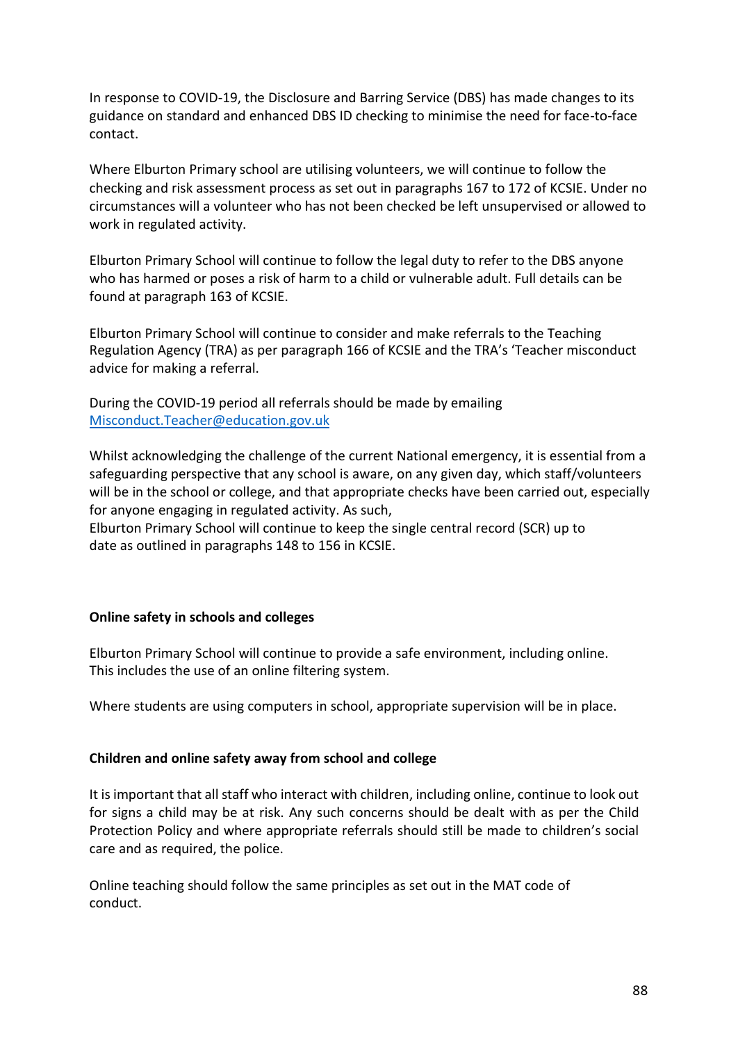In response to COVID-19, the Disclosure and Barring Service (DBS) has made changes to its guidance on standard and enhanced DBS ID checking to minimise the need for face-to-face contact.

Where Elburton Primary school are utilising volunteers, we will continue to follow the checking and risk assessment process as set out in paragraphs 167 to 172 of KCSIE. Under no circumstances will a volunteer who has not been checked be left unsupervised or allowed to work in regulated activity.

Elburton Primary School will continue to follow the legal duty to refer to the DBS anyone who has harmed or poses a risk of harm to a child or vulnerable adult. Full details can be found at paragraph 163 of KCSIE.

Elburton Primary School will continue to consider and make referrals to the Teaching Regulation Agency (TRA) as per paragraph 166 of KCSIE and the TRA's 'Teacher misconduct advice for making a referral.

During the COVID-19 period all referrals should be made by emailing [Misconduct.Teacher@education.gov.uk](mailto:Misconduct.Teacher@education.gov.uk)

Whilst acknowledging the challenge of the current National emergency, it is essential from a safeguarding perspective that any school is aware, on any given day, which staff/volunteers will be in the school or college, and that appropriate checks have been carried out, especially for anyone engaging in regulated activity. As such,
Elburton Primary School will continue to keep the single central record (SCR) up to date as outlined in paragraphs 148 to 156 in KCSIE.

**Online safety in schools and colleges**

Elburton Primary School will continue to provide a safe environment, including online. This includes the use of an online filtering system.

Where students are using computers in school, appropriate supervision will be in place.

**Children and online safety away from school and college**

It is important that all staff who interact with children, including online, continue to look out for signs a child may be at risk. Any such concerns should be dealt with as per the Child Protection Policy and where appropriate referrals should still be made to children's social care and as required, the police.

Online teaching should follow the same principles as set out in the MAT code of conduct.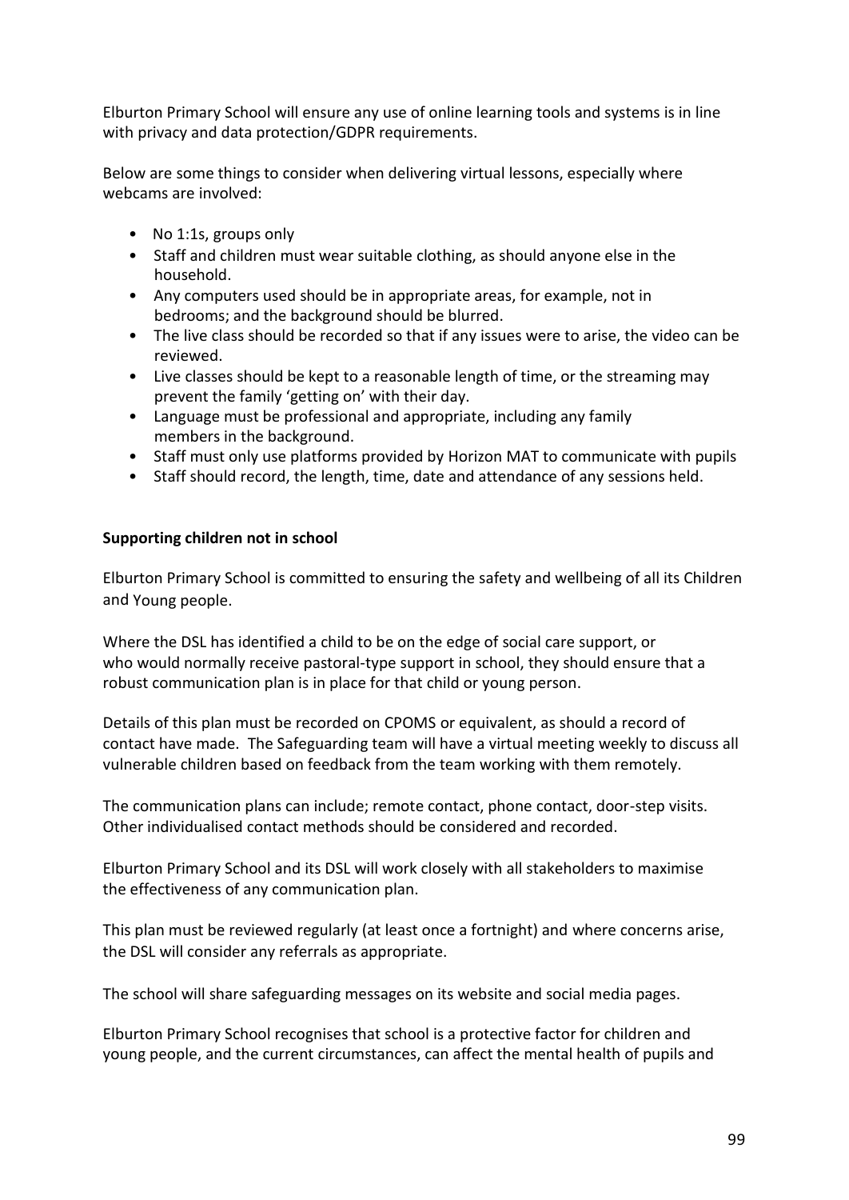Elburton Primary School will ensure any use of online learning tools and systems is in line with privacy and data protection/GDPR requirements.

Below are some things to consider when delivering virtual lessons, especially where webcams are involved:

- No 1:1s, groups only
- Staff and children must wear suitable clothing, as should anyone else in the household.
- Any computers used should be in appropriate areas, for example, not in bedrooms; and the background should be blurred.
- The live class should be recorded so that if any issues were to arise, the video can be reviewed.
- Live classes should be kept to a reasonable length of time, or the streaming may prevent the family 'getting on' with their day.
- Language must be professional and appropriate, including any family members in the background.
- Staff must only use platforms provided by Horizon MAT to communicate with pupils
- Staff should record, the length, time, date and attendance of any sessions held.

**Supporting children not in school**

Elburton Primary School is committed to ensuring the safety and wellbeing of all its Children and Young people.

Where the DSL has identified a child to be on the edge of social care support, or who would normally receive pastoral-type support in school, they should ensure that a robust communication plan is in place for that child or young person.

Details of this plan must be recorded on CPOMS or equivalent, as should a record of contact have made. The Safeguarding team will have a virtual meeting weekly to discuss all vulnerable children based on feedback from the team working with them remotely.

The communication plans can include; remote contact, phone contact, door-step visits. Other individualised contact methods should be considered and recorded.

Elburton Primary School and its DSL will work closely with all stakeholders to maximise the effectiveness of any communication plan.

This plan must be reviewed regularly (at least once a fortnight) and where concerns arise, the DSL will consider any referrals as appropriate.

The school will share safeguarding messages on its website and social media pages.

Elburton Primary School recognises that school is a protective factor for children and young people, and the current circumstances, can affect the mental health of pupils and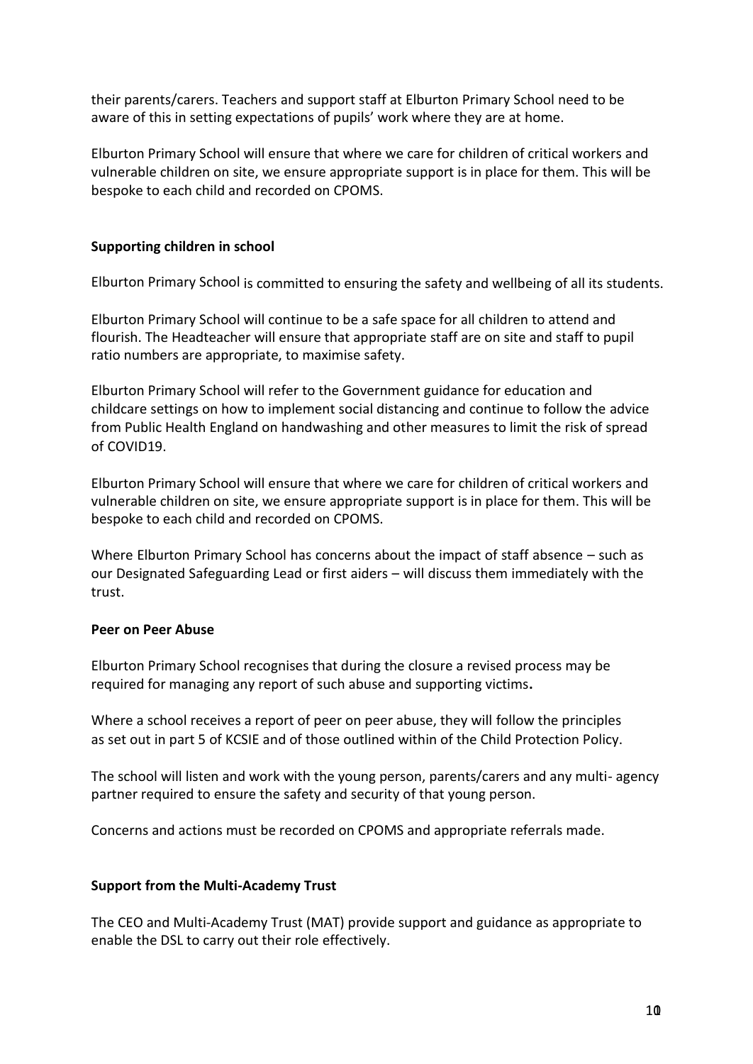their parents/carers. Teachers and support staff at Elburton Primary School need to be aware of this in setting expectations of pupils' work where they are at home.

Elburton Primary School will ensure that where we care for children of critical workers and vulnerable children on site, we ensure appropriate support is in place for them. This will be bespoke to each child and recorded on CPOMS.

**Supporting children in school**

Elburton Primary School is committed to ensuring the safety and wellbeing of all its students.

Elburton Primary School will continue to be a safe space for all children to attend and flourish. The Headteacher will ensure that appropriate staff are on site and staff to pupil ratio numbers are appropriate, to maximise safety.

Elburton Primary School will refer to the Government guidance for education and childcare settings on how to implement social distancing and continue to follow the advice from Public Health England on handwashing and other measures to limit the risk of spread of COVID19.

Elburton Primary School will ensure that where we care for children of critical workers and vulnerable children on site, we ensure appropriate support is in place for them. This will be bespoke to each child and recorded on CPOMS.

Where Elburton Primary School has concerns about the impact of staff absence – such as our Designated Safeguarding Lead or first aiders – will discuss them immediately with the trust.

**Peer on Peer Abuse**

Elburton Primary School recognises that during the closure a revised process may be required for managing any report of such abuse and supporting victims**.**

Where a school receives a report of peer on peer abuse, they will follow the principles as set out in part 5 of KCSIE and of those outlined within of the Child Protection Policy.

The school will listen and work with the young person, parents/carers and any multi- agency partner required to ensure the safety and security of that young person.

Concerns and actions must be recorded on CPOMS and appropriate referrals made.

**Support from the Multi-Academy Trust**

The CEO and Multi-Academy Trust (MAT) provide support and guidance as appropriate to enable the DSL to carry out their role effectively.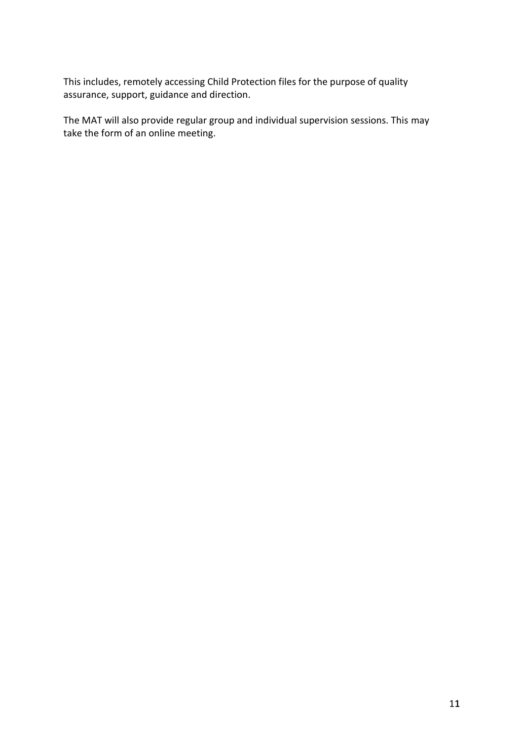This includes, remotely accessing Child Protection files for the purpose of quality assurance, support, guidance and direction.

The MAT will also provide regular group and individual supervision sessions. This may take the form of an online meeting.